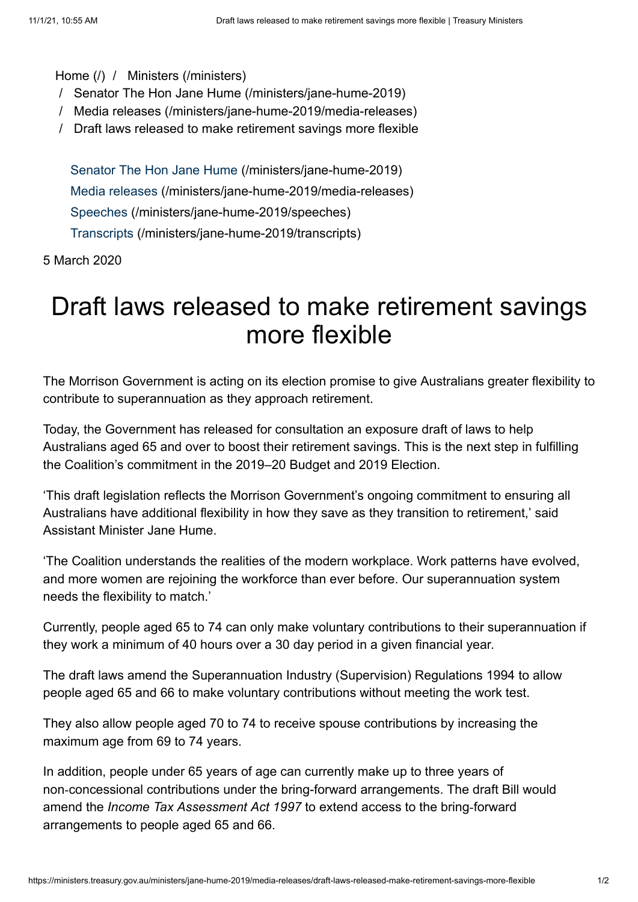Home (/) / Ministers (/ministers)
/ Senator The Hon Jane Hume (/ministers/jane-hume-2019)
/ Media releases (/ministers/jane-hume-2019/media-releases)
/ Draft laws released to make retirement savings more flexible

Senator The Hon Jane Hume (/ministers/jane-hume-2019)
Media releases (/ministers/jane-hume-2019/media-releases)
Speeches (/ministers/jane-hume-2019/speeches)
Transcripts (/ministers/jane-hume-2019/transcripts)

5 March 2020

# Draft laws released to make retirement savings more flexible

The Morrison Government is acting on its election promise to give Australians greater flexibility to contribute to superannuation as they approach retirement.

Today, the Government has released for consultation an exposure draft of laws to help Australians aged 65 and over to boost their retirement savings. This is the next step in fulfilling the Coalition's commitment in the 2019–20 Budget and 2019 Election.

'This draft legislation reflects the Morrison Government's ongoing commitment to ensuring all Australians have additional flexibility in how they save as they transition to retirement,' said Assistant Minister Jane Hume.

'The Coalition understands the realities of the modern workplace. Work patterns have evolved, and more women are rejoining the workforce than ever before. Our superannuation system needs the flexibility to match.'

Currently, people aged 65 to 74 can only make voluntary contributions to their superannuation if they work a minimum of 40 hours over a 30 day period in a given financial year.

The draft laws amend the Superannuation Industry (Supervision) Regulations 1994 to allow people aged 65 and 66 to make voluntary contributions without meeting the work test.

They also allow people aged 70 to 74 to receive spouse contributions by increasing the maximum age from 69 to 74 years.

In addition, people under 65 years of age can currently make up to three years of non-concessional contributions under the bring-forward arrangements. The draft Bill would amend the *Income Tax Assessment Act 1997* to extend access to the bring-forward arrangements to people aged 65 and 66.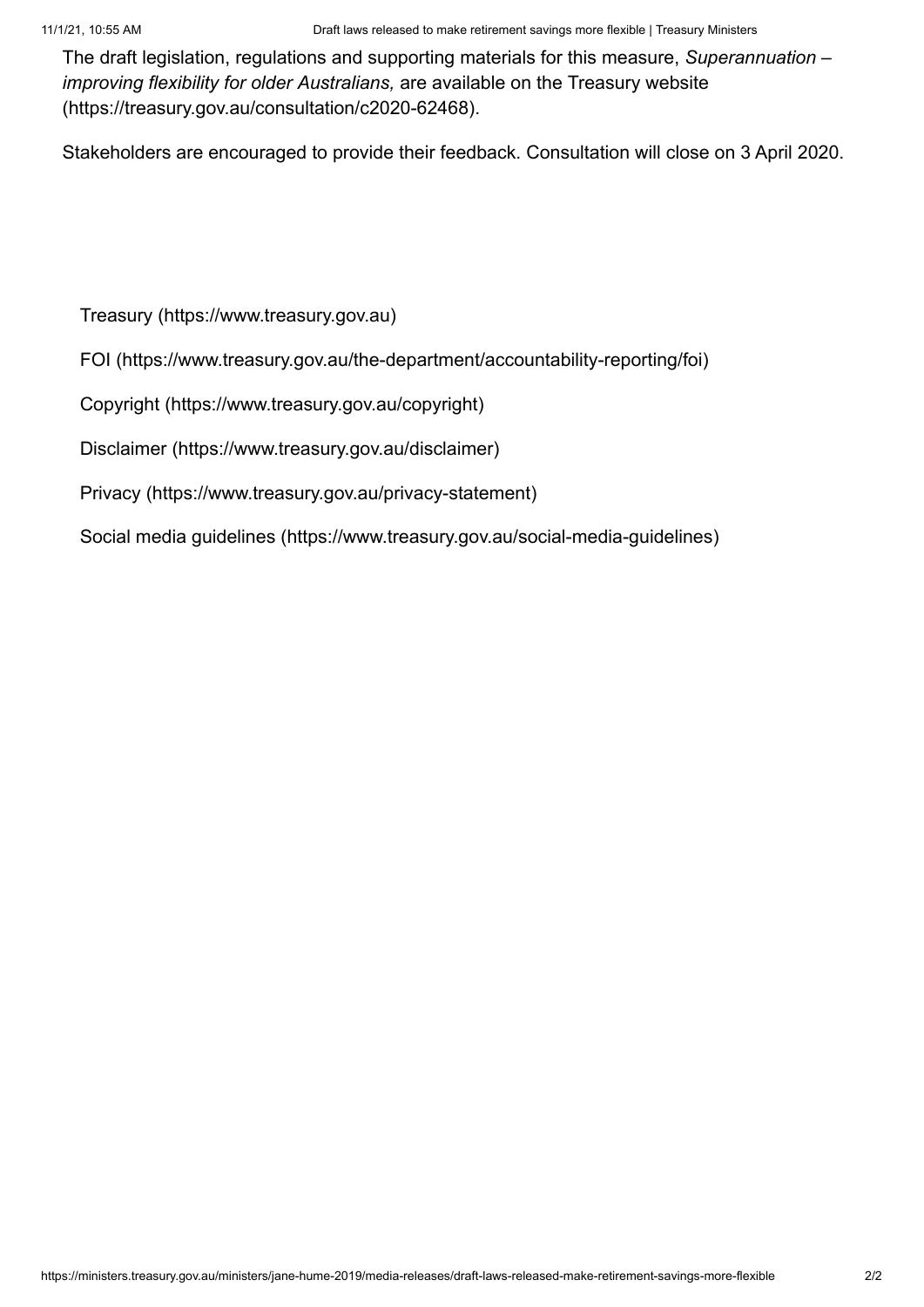The draft legislation, regulations and supporting materials for this measure, *Superannuation – improving flexibility for older Australians,* are available on the Treasury website (https://treasury.gov.au/consultation/c2020-62468).

Stakeholders are encouraged to provide their feedback. Consultation will close on 3 April 2020.

Treasury (https://www.treasury.gov.au)

FOI (https://www.treasury.gov.au/the-department/accountability-reporting/foi)

Copyright (https://www.treasury.gov.au/copyright)

Disclaimer (https://www.treasury.gov.au/disclaimer)

Privacy (https://www.treasury.gov.au/privacy-statement)

Social media guidelines (https://www.treasury.gov.au/social-media-guidelines)